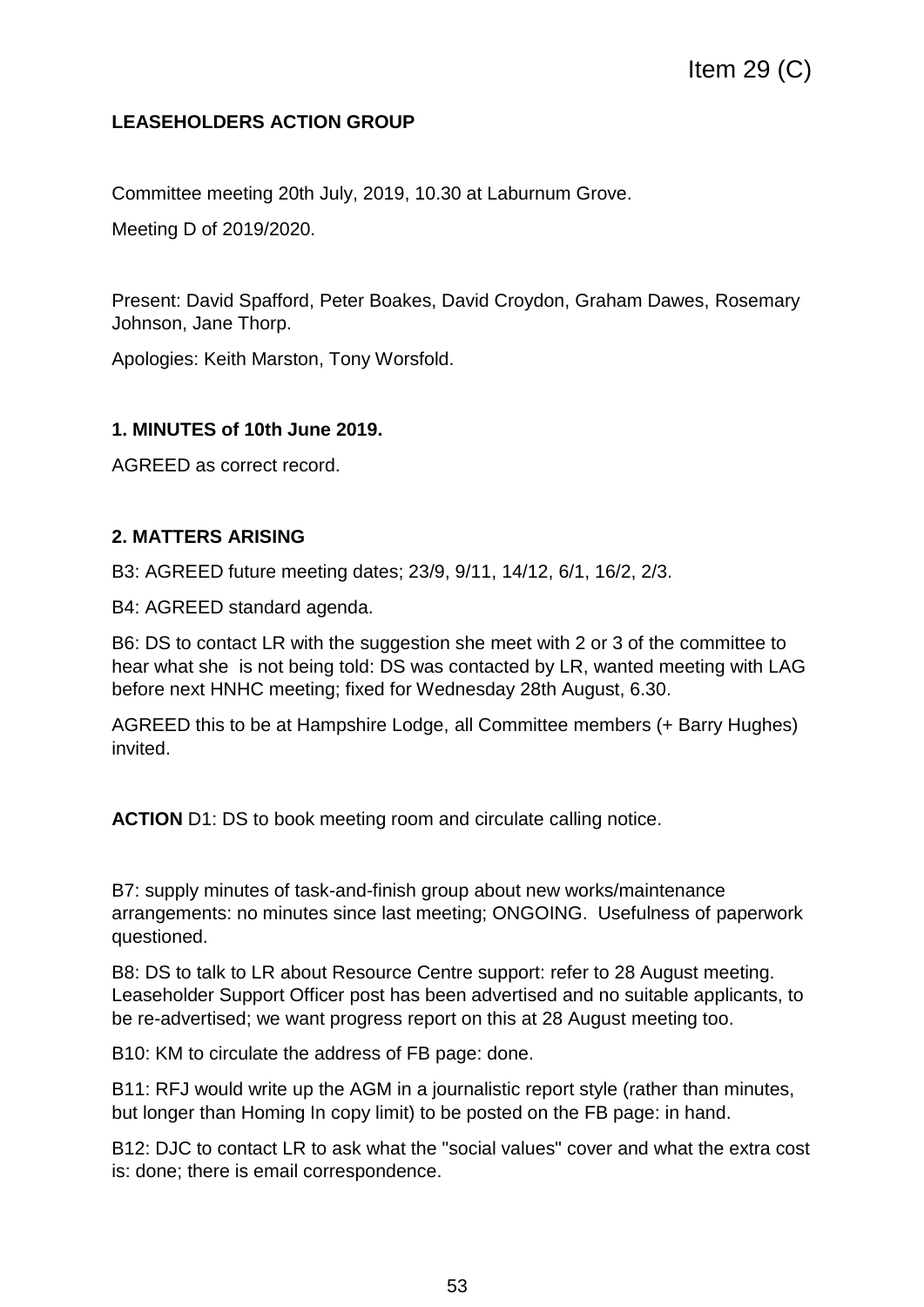Item 29 (C)

**LEASEHOLDERS ACTION GROUP**

Committee meeting 20th July, 2019, 10.30 at Laburnum Grove.

Meeting D of 2019/2020.

Present: David Spafford, Peter Boakes, David Croydon, Graham Dawes, Rosemary Johnson, Jane Thorp.

Apologies: Keith Marston, Tony Worsfold.

**1. MINUTES of 10th June 2019.**

AGREED as correct record.

**2. MATTERS ARISING**

B3: AGREED future meeting dates; 23/9, 9/11, 14/12, 6/1, 16/2, 2/3.

B4: AGREED standard agenda.

B6: DS to contact LR with the suggestion she meet with 2 or 3 of the committee to hear what she is not being told: DS was contacted by LR, wanted meeting with LAG before next HNHC meeting; fixed for Wednesday 28th August, 6.30.

AGREED this to be at Hampshire Lodge, all Committee members (+ Barry Hughes) invited.

**ACTION** D1: DS to book meeting room and circulate calling notice.

B7: supply minutes of task-and-finish group about new works/maintenance arrangements: no minutes since last meeting; ONGOING. Usefulness of paperwork questioned.

B8: DS to talk to LR about Resource Centre support: refer to 28 August meeting. Leaseholder Support Officer post has been advertised and no suitable applicants, to be re-advertised; we want progress report on this at 28 August meeting too.

B10: KM to circulate the address of FB page: done.

B11: RFJ would write up the AGM in a journalistic report style (rather than minutes, but longer than Homing In copy limit) to be posted on the FB page: in hand.

B12: DJC to contact LR to ask what the "social values" cover and what the extra cost is: done; there is email correspondence.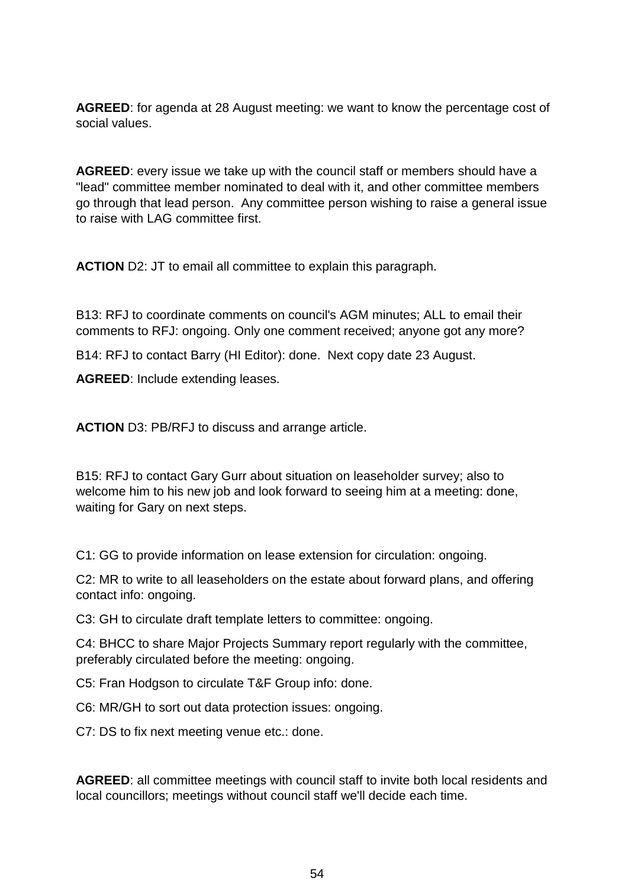**AGREED**: for agenda at 28 August meeting: we want to know the percentage cost of social values.

**AGREED**: every issue we take up with the council staff or members should have a "lead" committee member nominated to deal with it, and other committee members go through that lead person. Any committee person wishing to raise a general issue to raise with LAG committee first.

**ACTION** D2: JT to email all committee to explain this paragraph.

B13: RFJ to coordinate comments on council's AGM minutes; ALL to email their comments to RFJ: ongoing. Only one comment received; anyone got any more?

B14: RFJ to contact Barry (HI Editor): done. Next copy date 23 August.

**AGREED**: Include extending leases.

**ACTION** D3: PB/RFJ to discuss and arrange article.

B15: RFJ to contact Gary Gurr about situation on leaseholder survey; also to welcome him to his new job and look forward to seeing him at a meeting: done, waiting for Gary on next steps.

C1: GG to provide information on lease extension for circulation: ongoing.

C2: MR to write to all leaseholders on the estate about forward plans, and offering contact info: ongoing.

C3: GH to circulate draft template letters to committee: ongoing.

C4: BHCC to share Major Projects Summary report regularly with the committee, preferably circulated before the meeting: ongoing.

C5: Fran Hodgson to circulate T&F Group info: done.

C6: MR/GH to sort out data protection issues: ongoing.

C7: DS to fix next meeting venue etc.: done.

**AGREED**: all committee meetings with council staff to invite both local residents and local councillors; meetings without council staff we'll decide each time.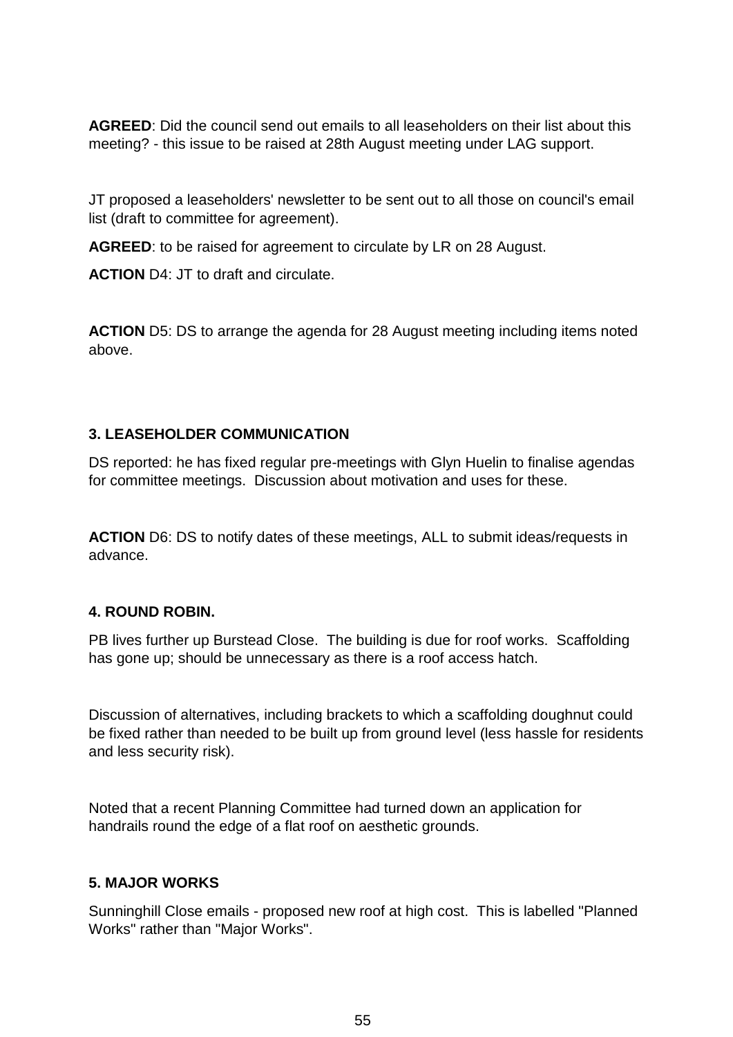**AGREED**: Did the council send out emails to all leaseholders on their list about this meeting? - this issue to be raised at 28th August meeting under LAG support.

JT proposed a leaseholders' newsletter to be sent out to all those on council's email list (draft to committee for agreement).

**AGREED**: to be raised for agreement to circulate by LR on 28 August.

**ACTION** D4: JT to draft and circulate.

**ACTION** D5: DS to arrange the agenda for 28 August meeting including items noted above.

### 3. LEASEHOLDER COMMUNICATION

DS reported: he has fixed regular pre-meetings with Glyn Huelin to finalise agendas for committee meetings. Discussion about motivation and uses for these.

**ACTION** D6: DS to notify dates of these meetings, ALL to submit ideas/requests in advance.

### 4. ROUND ROBIN.

PB lives further up Burstead Close. The building is due for roof works. Scaffolding has gone up; should be unnecessary as there is a roof access hatch.

Discussion of alternatives, including brackets to which a scaffolding doughnut could be fixed rather than needed to be built up from ground level (less hassle for residents and less security risk).

Noted that a recent Planning Committee had turned down an application for handrails round the edge of a flat roof on aesthetic grounds.

### 5. MAJOR WORKS

Sunninghill Close emails - proposed new roof at high cost. This is labelled "Planned Works" rather than "Major Works".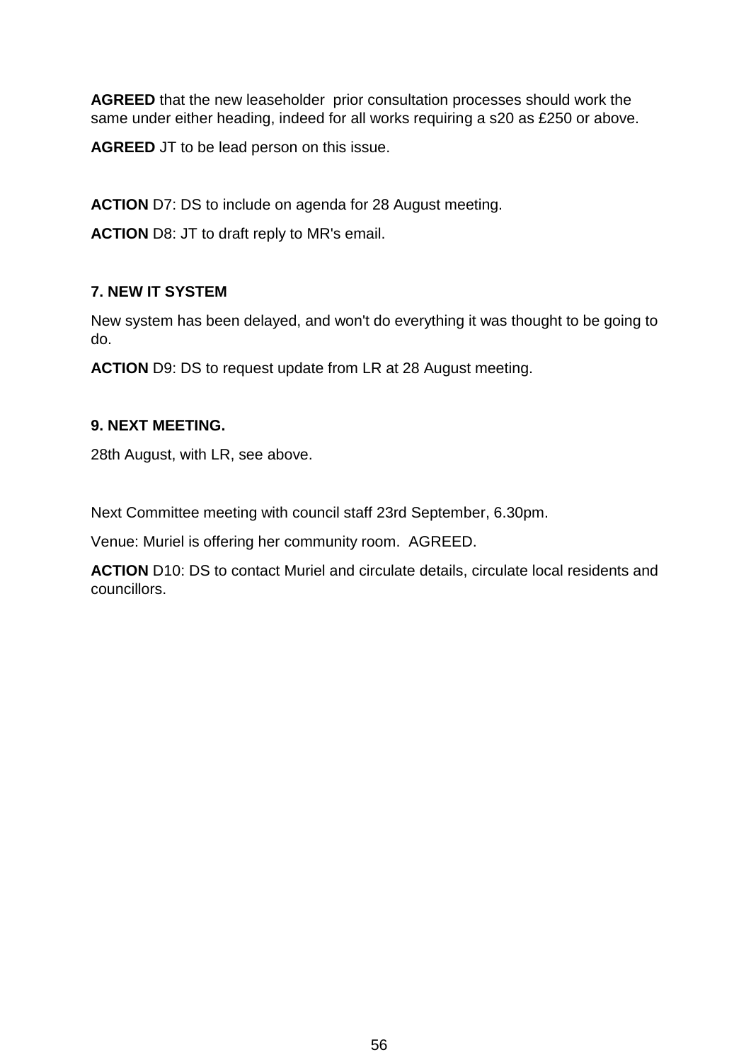**AGREED** that the new leaseholder prior consultation processes should work the same under either heading, indeed for all works requiring a s20 as £250 or above.

**AGREED** JT to be lead person on this issue.

**ACTION** D7: DS to include on agenda for 28 August meeting.

**ACTION** D8: JT to draft reply to MR's email.

**7. NEW IT SYSTEM**

New system has been delayed, and won't do everything it was thought to be going to do.

**ACTION** D9: DS to request update from LR at 28 August meeting.

**9. NEXT MEETING.**

28th August, with LR, see above.

Next Committee meeting with council staff 23rd September, 6.30pm.

Venue: Muriel is offering her community room. AGREED.

**ACTION** D10: DS to contact Muriel and circulate details, circulate local residents and councillors.